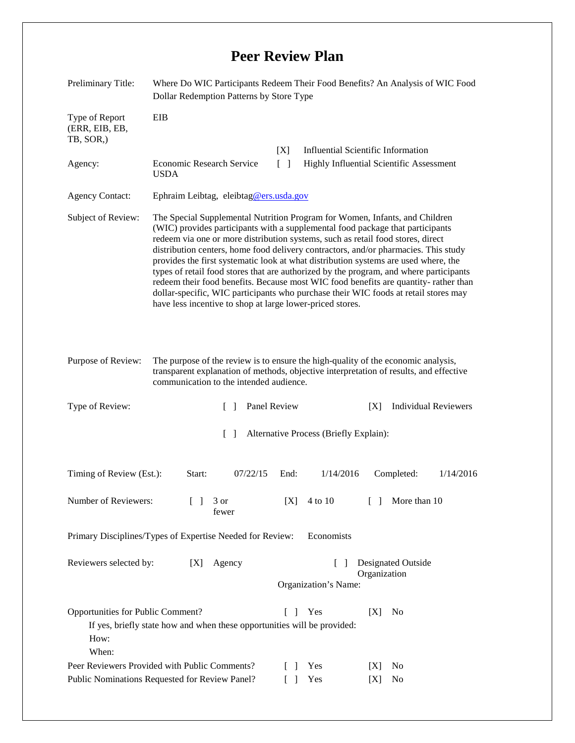# Peer Review Plan

| | |
|---|---|
| Preliminary Title: | Where Do WIC Participants Redeem Their Food Benefits? An Analysis of WIC Food Dollar Redemption Patterns by Store Type |
| Type of Report (ERR, EIB, EB, TB, SOR,) | EIB |
| | [X] Influential Scientific Information |
| Agency: Economic Research Service USDA | [ ] Highly Influential Scientific Assessment |
| Agency Contact: | Ephraim Leibtag, eleibtag@ers.usda.gov |
| Subject of Review: | The Special Supplemental Nutrition Program for Women, Infants, and Children (WIC) provides participants with a supplemental food package that participants redeem via one or more distribution systems, such as retail food stores, direct distribution centers, home food delivery contractors, and/or pharmacies. This study provides the first systematic look at what distribution systems are used where, the types of retail food stores that are authorized by the program, and where participants redeem their food benefits. Because most WIC food benefits are quantity- rather than dollar-specific, WIC participants who purchase their WIC foods at retail stores may have less incentive to shop at large lower-priced stores. |
| Purpose of Review: | The purpose of the review is to ensure the high-quality of the economic analysis, transparent explanation of methods, objective interpretation of results, and effective communication to the intended audience. |

Type of Review: [ ] Panel Review [X] Individual Reviewers

[ ] Alternative Process (Briefly Explain):

Timing of Review (Est.): Start: 07/22/15 End: 1/14/2016 Completed: 1/14/2016

Number of Reviewers: [ ] 3 or fewer [X] 4 to 10 [ ] More than 10

Primary Disciplines/Types of Expertise Needed for Review: Economists

Reviewers selected by: [X] Agency [ ] Designated Outside Organization

Organization's Name:

Opportunities for Public Comment? [ ] Yes [X] No

If yes, briefly state how and when these opportunities will be provided:

How:

When:

Peer Reviewers Provided with Public Comments? [ ] Yes [X] No

Public Nominations Requested for Review Panel? [ ] Yes [X] No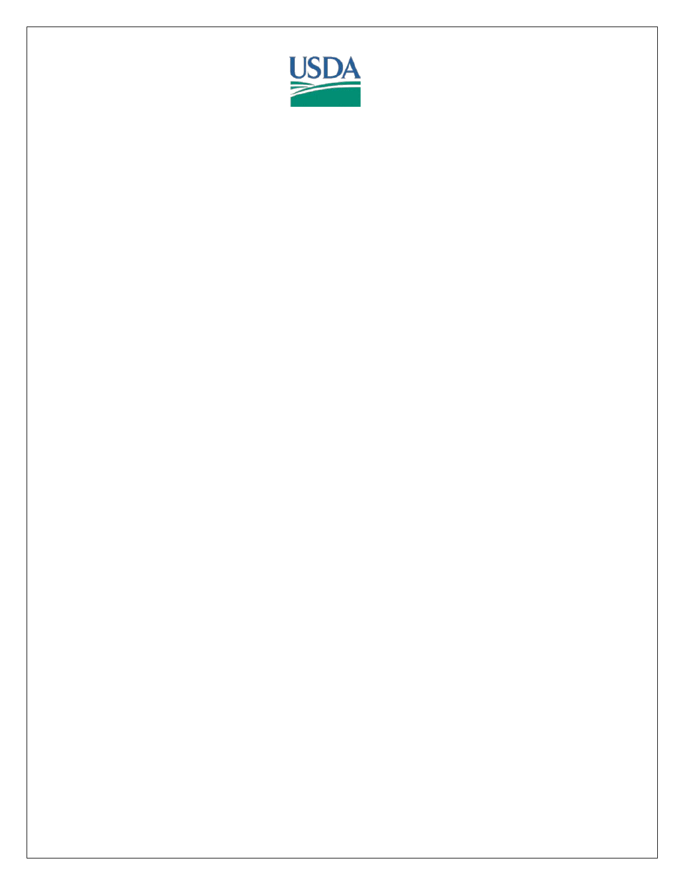USDA